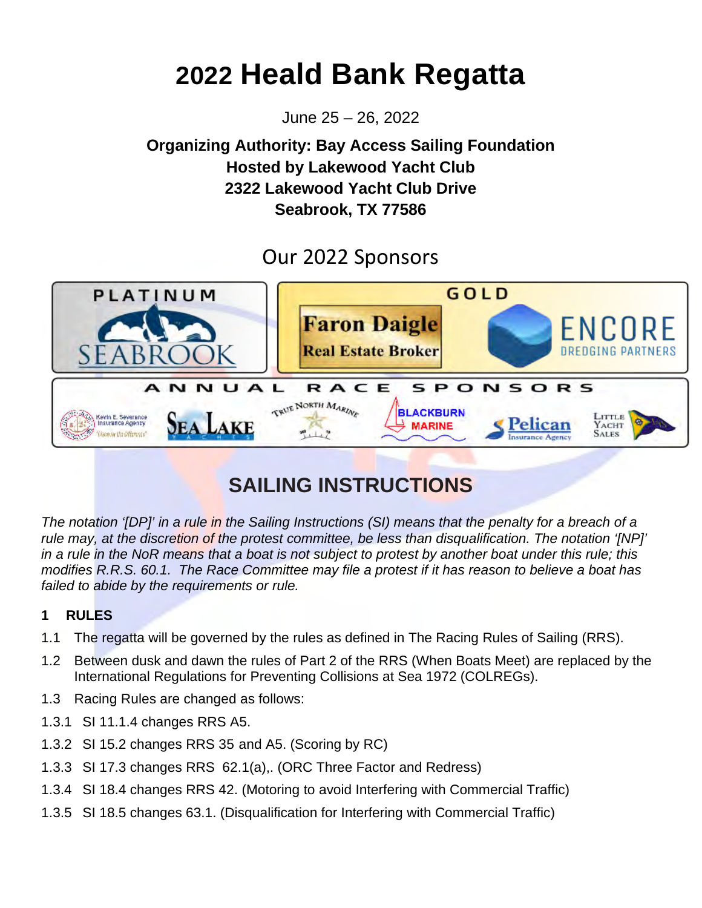# 2022 Heald Bank Regatta

June 25 – 26, 2022

**Organizing Authority: Bay Access Sailing Foundation**
**Hosted by Lakewood Yacht Club**
**2322 Lakewood Yacht Club Drive**
**Seabrook, TX 77586**

Our 2022 Sponsors

PLATINUM: SEABROOK

GOLD: Faron Daigle Real Estate Broker; ENCORE DREDGING PARTNERS

ANNUAL RACE SPONSORS: Kevin E. Severance Insurance Agency; Sea Lake Yachts; True North Marine; Blackburn Marine; Pelican Insurance Agency; Little Yacht Sales

## SAILING INSTRUCTIONS

*The notation '[DP]' in a rule in the Sailing Instructions (SI) means that the penalty for a breach of a rule may, at the discretion of the protest committee, be less than disqualification. The notation '[NP]' in a rule in the NoR means that a boat is not subject to protest by another boat under this rule; this modifies R.R.S. 60.1. The Race Committee may file a protest if it has reason to believe a boat has failed to abide by the requirements or rule.*

### 1 RULES

1.1 The regatta will be governed by the rules as defined in The Racing Rules of Sailing (RRS).

1.2 Between dusk and dawn the rules of Part 2 of the RRS (When Boats Meet) are replaced by the International Regulations for Preventing Collisions at Sea 1972 (COLREGs).

1.3 Racing Rules are changed as follows:

1.3.1 SI 11.1.4 changes RRS A5.

1.3.2 SI 15.2 changes RRS 35 and A5. (Scoring by RC)

1.3.3 SI 17.3 changes RRS 62.1(a),. (ORC Three Factor and Redress)

1.3.4 SI 18.4 changes RRS 42. (Motoring to avoid Interfering with Commercial Traffic)

1.3.5 SI 18.5 changes 63.1. (Disqualification for Interfering with Commercial Traffic)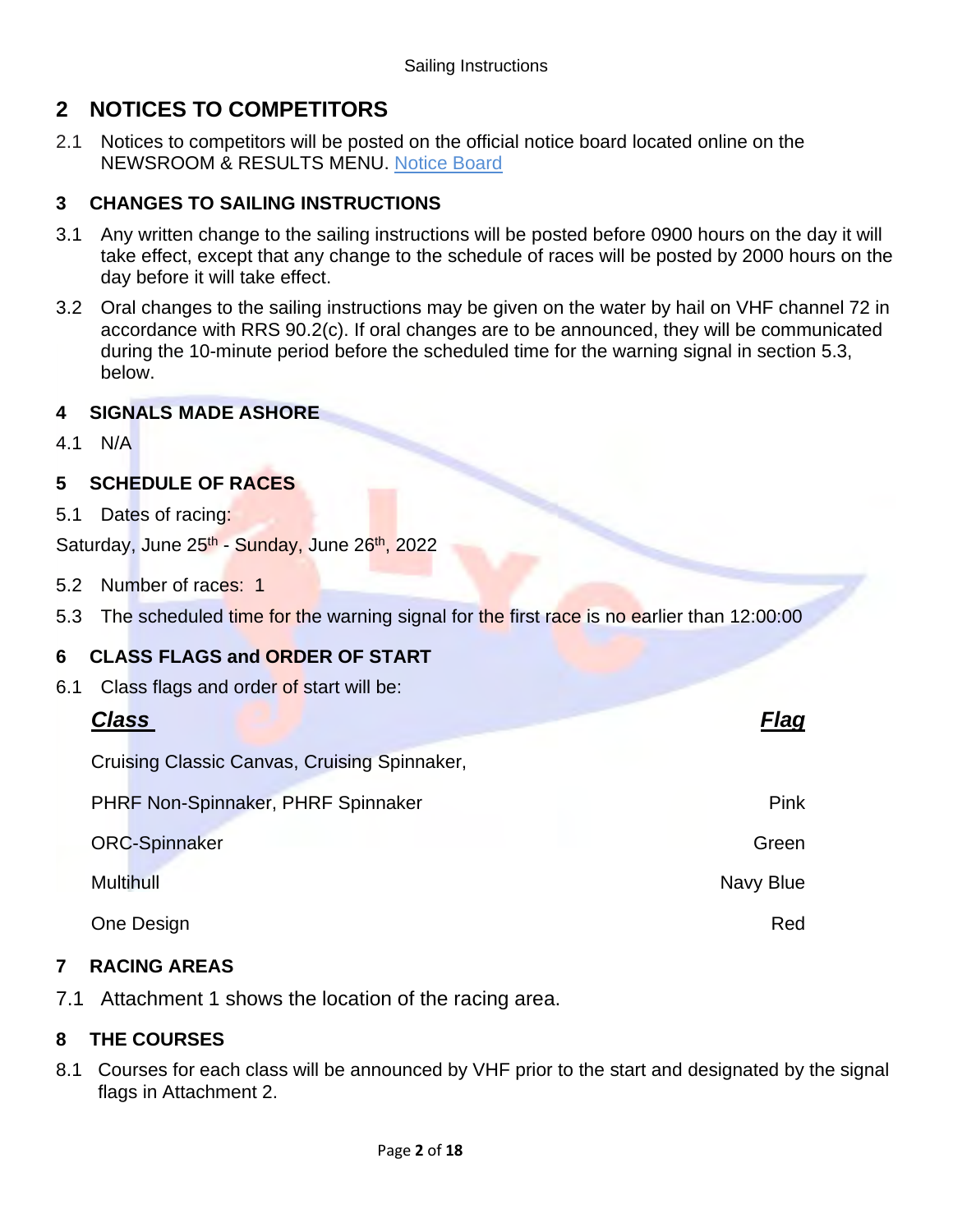## 2 NOTICES TO COMPETITORS

2.1 Notices to competitors will be posted on the official notice board located online on the NEWSROOM & RESULTS MENU. Notice Board

## 3 CHANGES TO SAILING INSTRUCTIONS

3.1 Any written change to the sailing instructions will be posted before 0900 hours on the day it will take effect, except that any change to the schedule of races will be posted by 2000 hours on the day before it will take effect.

3.2 Oral changes to the sailing instructions may be given on the water by hail on VHF channel 72 in accordance with RRS 90.2(c). If oral changes are to be announced, they will be communicated during the 10-minute period before the scheduled time for the warning signal in section 5.3, below.

## 4 SIGNALS MADE ASHORE

4.1 N/A

## 5 SCHEDULE OF RACES

5.1 Dates of racing:

Saturday, June 25th - Sunday, June 26th, 2022

5.2 Number of races: 1

5.3 The scheduled time for the warning signal for the first race is no earlier than 12:00:00

## 6 CLASS FLAGS and ORDER OF START

6.1 Class flags and order of start will be:

| ***Class*** | ***Flag*** |
|---|---|
| Cruising Classic Canvas, Cruising Spinnaker, PHRF Non-Spinnaker, PHRF Spinnaker | Pink |
| ORC-Spinnaker | Green |
| Multihull | Navy Blue |
| One Design | Red |

## 7 RACING AREAS

7.1 Attachment 1 shows the location of the racing area.

## 8 THE COURSES

8.1 Courses for each class will be announced by VHF prior to the start and designated by the signal flags in Attachment 2.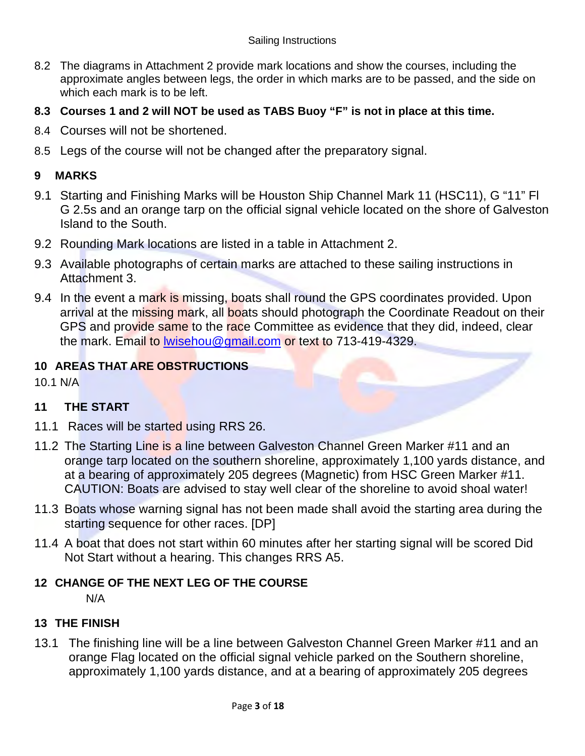8.2 The diagrams in Attachment 2 provide mark locations and show the courses, including the approximate angles between legs, the order in which marks are to be passed, and the side on which each mark is to be left.

**8.3 Courses 1 and 2 will NOT be used as TABS Buoy "F" is not in place at this time.**

8.4 Courses will not be shortened.

8.5 Legs of the course will not be changed after the preparatory signal.

## 9 MARKS

9.1 Starting and Finishing Marks will be Houston Ship Channel Mark 11 (HSC11), G "11" Fl G 2.5s and an orange tarp on the official signal vehicle located on the shore of Galveston Island to the South.

9.2 Rounding Mark locations are listed in a table in Attachment 2.

9.3 Available photographs of certain marks are attached to these sailing instructions in Attachment 3.

9.4 In the event a mark is missing, boats shall round the GPS coordinates provided. Upon arrival at the missing mark, all boats should photograph the Coordinate Readout on their GPS and provide same to the race Committee as evidence that they did, indeed, clear the mark. Email to lwisehou@gmail.com or text to 713-419-4329.

## 10 AREAS THAT ARE OBSTRUCTIONS

10.1 N/A

## 11 THE START

11.1 Races will be started using RRS 26.

11.2 The Starting Line is a line between Galveston Channel Green Marker #11 and an orange tarp located on the southern shoreline, approximately 1,100 yards distance, and at a bearing of approximately 205 degrees (Magnetic) from HSC Green Marker #11. CAUTION: Boats are advised to stay well clear of the shoreline to avoid shoal water!

11.3 Boats whose warning signal has not been made shall avoid the starting area during the starting sequence for other races. [DP]

11.4 A boat that does not start within 60 minutes after her starting signal will be scored Did Not Start without a hearing. This changes RRS A5.

## 12 CHANGE OF THE NEXT LEG OF THE COURSE

N/A

## 13 THE FINISH

13.1 The finishing line will be a line between Galveston Channel Green Marker #11 and an orange Flag located on the official signal vehicle parked on the Southern shoreline, approximately 1,100 yards distance, and at a bearing of approximately 205 degrees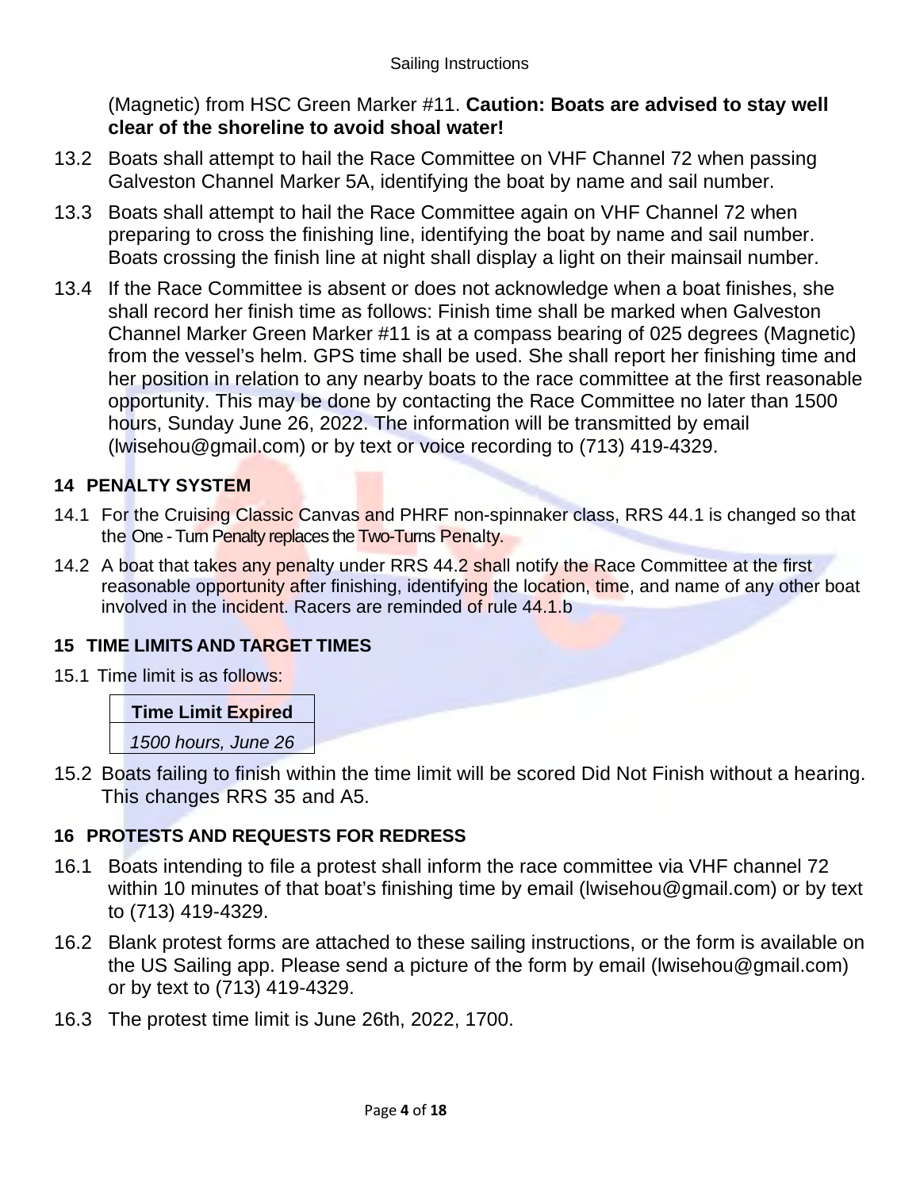(Magnetic) from HSC Green Marker #11. **Caution: Boats are advised to stay well clear of the shoreline to avoid shoal water!**

13.2 Boats shall attempt to hail the Race Committee on VHF Channel 72 when passing Galveston Channel Marker 5A, identifying the boat by name and sail number.

13.3 Boats shall attempt to hail the Race Committee again on VHF Channel 72 when preparing to cross the finishing line, identifying the boat by name and sail number. Boats crossing the finish line at night shall display a light on their mainsail number.

13.4 If the Race Committee is absent or does not acknowledge when a boat finishes, she shall record her finish time as follows: Finish time shall be marked when Galveston Channel Marker Green Marker #11 is at a compass bearing of 025 degrees (Magnetic) from the vessel's helm. GPS time shall be used. She shall report her finishing time and her position in relation to any nearby boats to the race committee at the first reasonable opportunity. This may be done by contacting the Race Committee no later than 1500 hours, Sunday June 26, 2022. The information will be transmitted by email (lwisehou@gmail.com) or by text or voice recording to (713) 419-4329.

## 14 PENALTY SYSTEM

14.1 For the Cruising Classic Canvas and PHRF non-spinnaker class, RRS 44.1 is changed so that the One - Turn Penalty replaces the Two-Turns Penalty.

14.2 A boat that takes any penalty under RRS 44.2 shall notify the Race Committee at the first reasonable opportunity after finishing, identifying the location, time, and name of any other boat involved in the incident. Racers are reminded of rule 44.1.b

## 15 TIME LIMITS AND TARGET TIMES

15.1 Time limit is as follows:

| Time Limit Expired |
| --- |
| *1500 hours, June 26* |

15.2 Boats failing to finish within the time limit will be scored Did Not Finish without a hearing. This changes RRS 35 and A5.

## 16 PROTESTS AND REQUESTS FOR REDRESS

16.1 Boats intending to file a protest shall inform the race committee via VHF channel 72 within 10 minutes of that boat's finishing time by email (lwisehou@gmail.com) or by text to (713) 419-4329.

16.2 Blank protest forms are attached to these sailing instructions, or the form is available on the US Sailing app. Please send a picture of the form by email (lwisehou@gmail.com) or by text to (713) 419-4329.

16.3 The protest time limit is June 26th, 2022, 1700.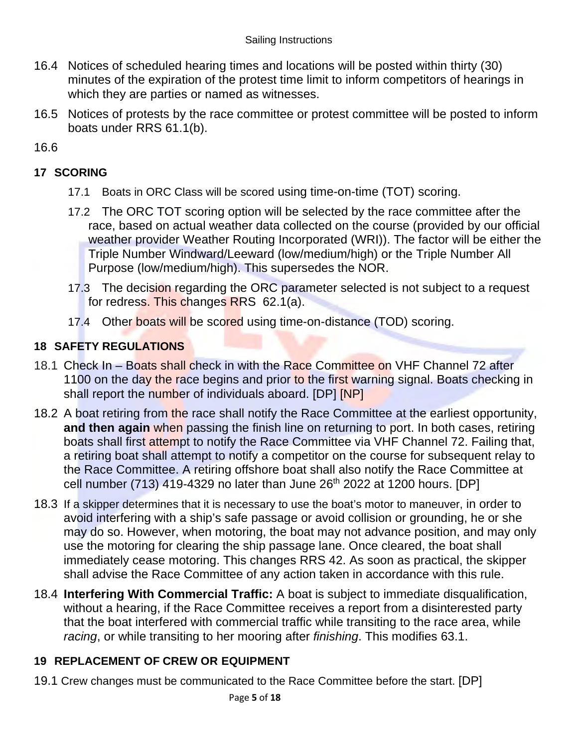16.4 Notices of scheduled hearing times and locations will be posted within thirty (30) minutes of the expiration of the protest time limit to inform competitors of hearings in which they are parties or named as witnesses.

16.5 Notices of protests by the race committee or protest committee will be posted to inform boats under RRS 61.1(b).

16.6

## 17 SCORING

17.1 Boats in ORC Class will be scored using time-on-time (TOT) scoring.

17.2 The ORC TOT scoring option will be selected by the race committee after the race, based on actual weather data collected on the course (provided by our official weather provider Weather Routing Incorporated (WRI)). The factor will be either the Triple Number Windward/Leeward (low/medium/high) or the Triple Number All Purpose (low/medium/high). This supersedes the NOR.

17.3 The decision regarding the ORC parameter selected is not subject to a request for redress. This changes RRS 62.1(a).

17.4 Other boats will be scored using time-on-distance (TOD) scoring.

## 18 SAFETY REGULATIONS

18.1 Check In – Boats shall check in with the Race Committee on VHF Channel 72 after 1100 on the day the race begins and prior to the first warning signal. Boats checking in shall report the number of individuals aboard. [DP] [NP]

18.2 A boat retiring from the race shall notify the Race Committee at the earliest opportunity, **and then again** when passing the finish line on returning to port. In both cases, retiring boats shall first attempt to notify the Race Committee via VHF Channel 72. Failing that, a retiring boat shall attempt to notify a competitor on the course for subsequent relay to the Race Committee. A retiring offshore boat shall also notify the Race Committee at cell number (713) 419-4329 no later than June 26th 2022 at 1200 hours. [DP]

18.3 If a skipper determines that it is necessary to use the boat's motor to maneuver, in order to avoid interfering with a ship's safe passage or avoid collision or grounding, he or she may do so. However, when motoring, the boat may not advance position, and may only use the motoring for clearing the ship passage lane. Once cleared, the boat shall immediately cease motoring. This changes RRS 42. As soon as practical, the skipper shall advise the Race Committee of any action taken in accordance with this rule.

18.4 **Interfering With Commercial Traffic:** A boat is subject to immediate disqualification, without a hearing, if the Race Committee receives a report from a disinterested party that the boat interfered with commercial traffic while transiting to the race area, while *racing*, or while transiting to her mooring after *finishing*. This modifies 63.1.

## 19 REPLACEMENT OF CREW OR EQUIPMENT

19.1 Crew changes must be communicated to the Race Committee before the start. [DP]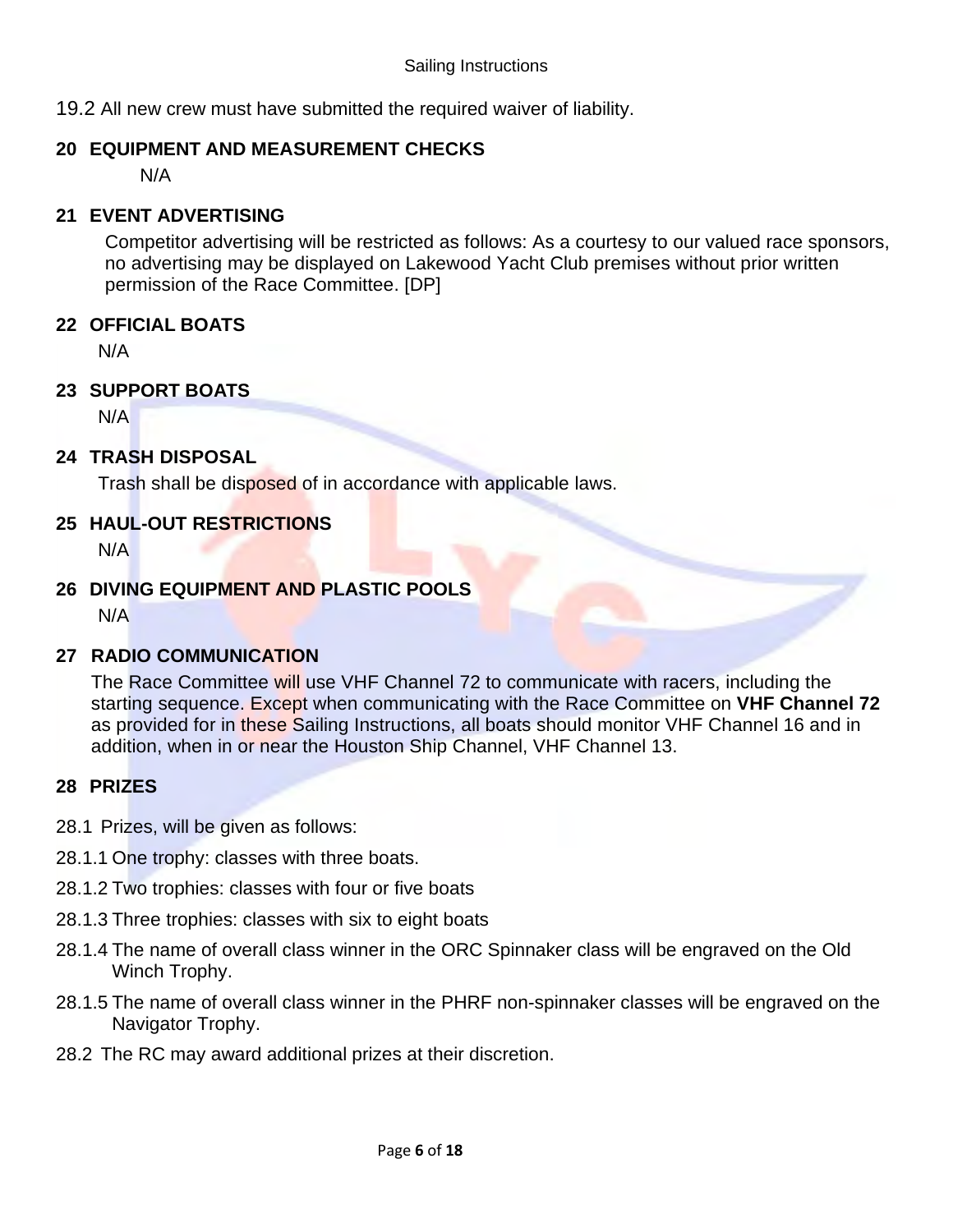19.2 All new crew must have submitted the required waiver of liability.

## 20 EQUIPMENT AND MEASUREMENT CHECKS

N/A

## 21 EVENT ADVERTISING

Competitor advertising will be restricted as follows: As a courtesy to our valued race sponsors, no advertising may be displayed on Lakewood Yacht Club premises without prior written permission of the Race Committee. [DP]

## 22 OFFICIAL BOATS

N/A

## 23 SUPPORT BOATS

N/A

## 24 TRASH DISPOSAL

Trash shall be disposed of in accordance with applicable laws.

## 25 HAUL-OUT RESTRICTIONS

N/A

## 26 DIVING EQUIPMENT AND PLASTIC POOLS

N/A

## 27 RADIO COMMUNICATION

The Race Committee will use VHF Channel 72 to communicate with racers, including the starting sequence. Except when communicating with the Race Committee on **VHF Channel 72** as provided for in these Sailing Instructions, all boats should monitor VHF Channel 16 and in addition, when in or near the Houston Ship Channel, VHF Channel 13.

## 28 PRIZES

28.1 Prizes, will be given as follows:

28.1.1 One trophy: classes with three boats.

28.1.2 Two trophies: classes with four or five boats

28.1.3 Three trophies: classes with six to eight boats

28.1.4 The name of overall class winner in the ORC Spinnaker class will be engraved on the Old Winch Trophy.

28.1.5 The name of overall class winner in the PHRF non-spinnaker classes will be engraved on the Navigator Trophy.

28.2 The RC may award additional prizes at their discretion.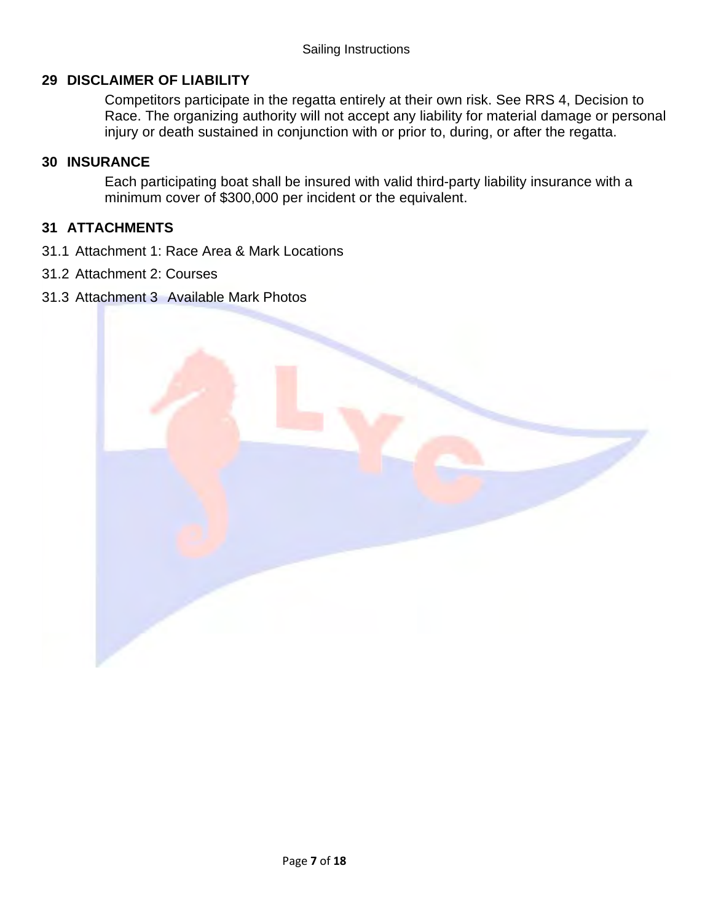## 29 DISCLAIMER OF LIABILITY

Competitors participate in the regatta entirely at their own risk. See RRS 4, Decision to Race. The organizing authority will not accept any liability for material damage or personal injury or death sustained in conjunction with or prior to, during, or after the regatta.

## 30 INSURANCE

Each participating boat shall be insured with valid third-party liability insurance with a minimum cover of $300,000 per incident or the equivalent.

## 31 ATTACHMENTS

31.1 Attachment 1: Race Area & Mark Locations

31.2 Attachment 2: Courses

31.3 Attachment 3 Available Mark Photos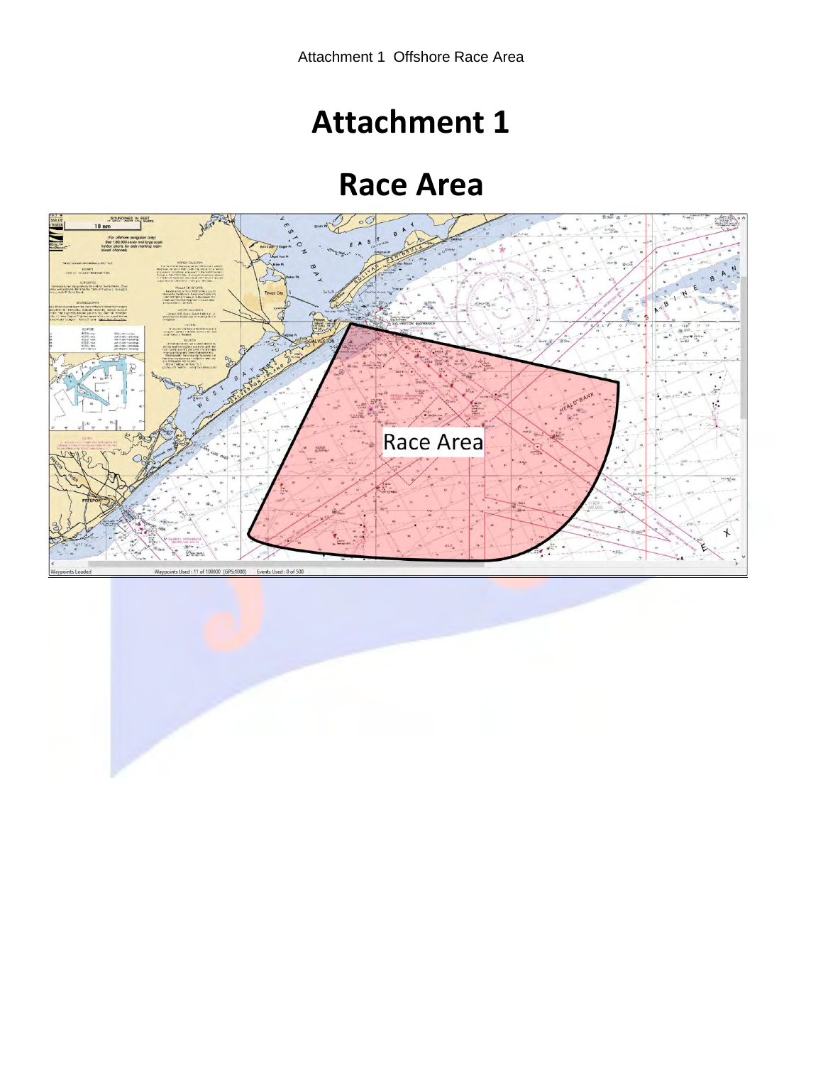# Attachment 1

# Race Area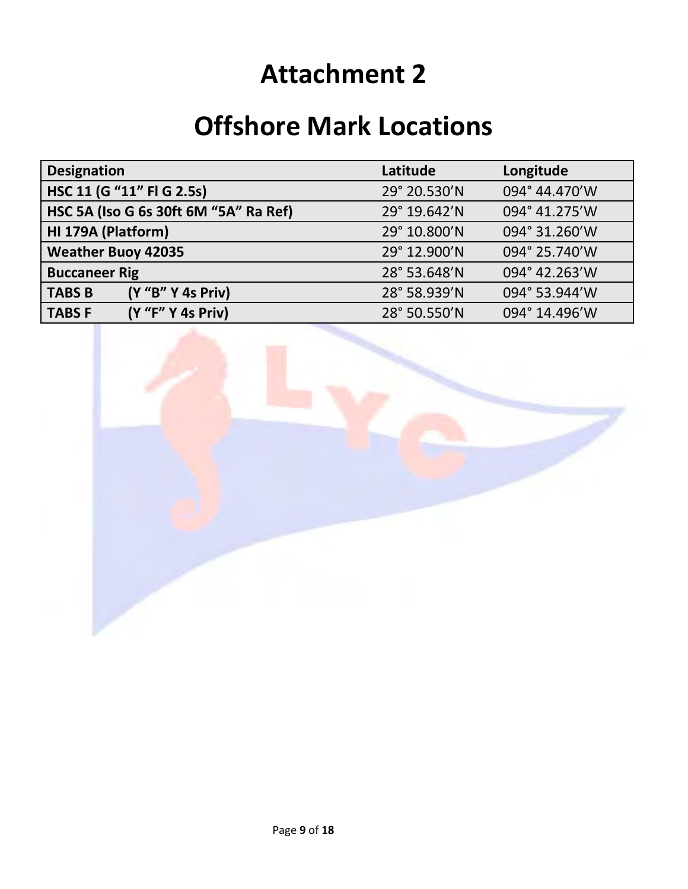# Attachment 2

# Offshore Mark Locations

| Designation | Latitude | Longitude |
|---|---|---|
| **HSC 11 (G "11" Fl G 2.5s)** | 29° 20.530'N | 094° 44.470'W |
| **HSC 5A (Iso G 6s 30ft 6M "5A" Ra Ref)** | 29° 19.642'N | 094° 41.275'W |
| **HI 179A (Platform)** | 29° 10.800'N | 094° 31.260'W |
| **Weather Buoy 42035** | 29° 12.900'N | 094° 25.740'W |
| **Buccaneer Rig** | 28° 53.648'N | 094° 42.263'W |
| **TABS B (Y "B" Y 4s Priv)** | 28° 58.939'N | 094° 53.944'W |
| **TABS F (Y "F" Y 4s Priv)** | 28° 50.550'N | 094° 14.496'W |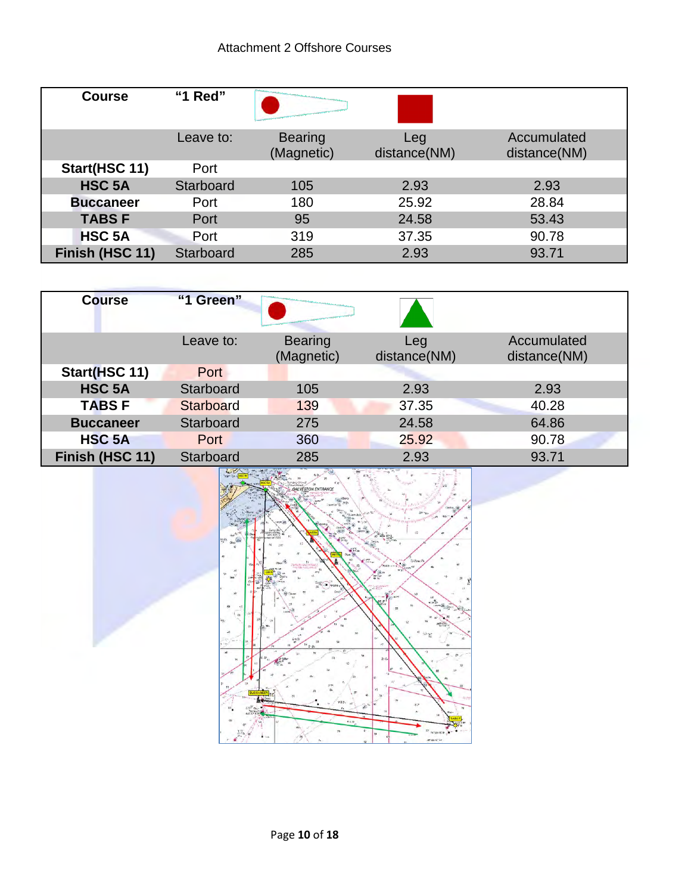Attachment 2 Offshore Courses

| Course | "1 Red" | | | |
|---|---|---|---|---|
| | Leave to: | Bearing (Magnetic) | Leg distance(NM) | Accumulated distance(NM) |
| **Start(HSC 11)** | Port | | | |
| **HSC 5A** | Starboard | 105 | 2.93 | 2.93 |
| **Buccaneer** | Port | 180 | 25.92 | 28.84 |
| **TABS F** | Port | 95 | 24.58 | 53.43 |
| **HSC 5A** | Port | 319 | 37.35 | 90.78 |
| **Finish (HSC 11)** | Starboard | 285 | 2.93 | 93.71 |

| Course | "1 Green" | | | |
|---|---|---|---|---|
| | Leave to: | Bearing (Magnetic) | Leg distance(NM) | Accumulated distance(NM) |
| **Start(HSC 11)** | Port | | | |
| **HSC 5A** | Starboard | 105 | 2.93 | 2.93 |
| **TABS F** | Starboard | 139 | 37.35 | 40.28 |
| **Buccaneer** | Starboard | 275 | 24.58 | 64.86 |
| **HSC 5A** | Port | 360 | 25.92 | 90.78 |
| **Finish (HSC 11)** | Starboard | 285 | 2.93 | 93.71 |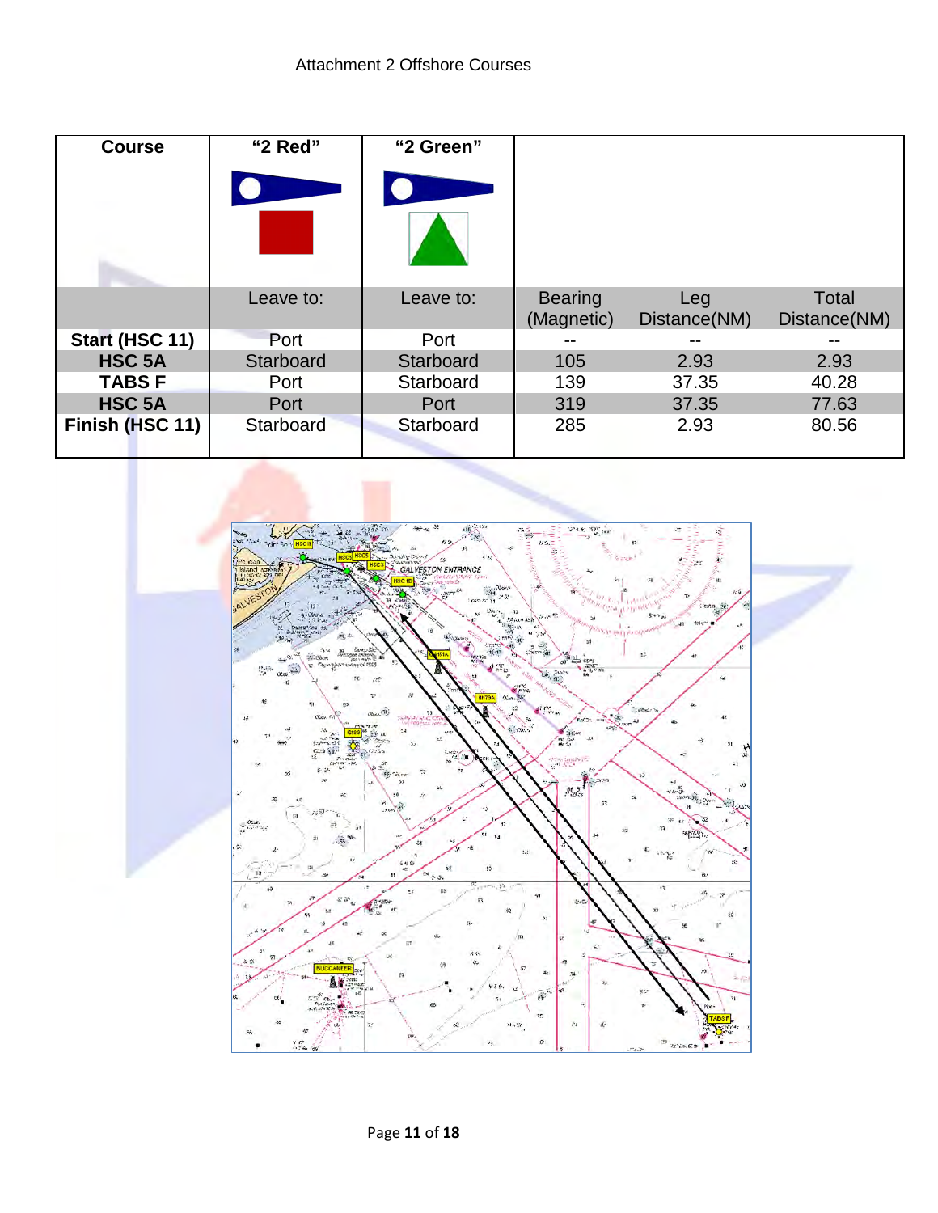Attachment 2 Offshore Courses

| Course | "2 Red" | "2 Green" | | | |
|---|---|---|---|---|---|
| | Leave to: | Leave to: | Bearing (Magnetic) | Leg Distance(NM) | Total Distance(NM) |
| **Start (HSC 11)** | Port | Port | -- | -- | -- |
| **HSC 5A** | Starboard | Starboard | 105 | 2.93 | 2.93 |
| **TABS F** | Port | Starboard | 139 | 37.35 | 40.28 |
| **HSC 5A** | Port | Port | 319 | 37.35 | 77.63 |
| **Finish (HSC 11)** | Starboard | Starboard | 285 | 2.93 | 80.56 |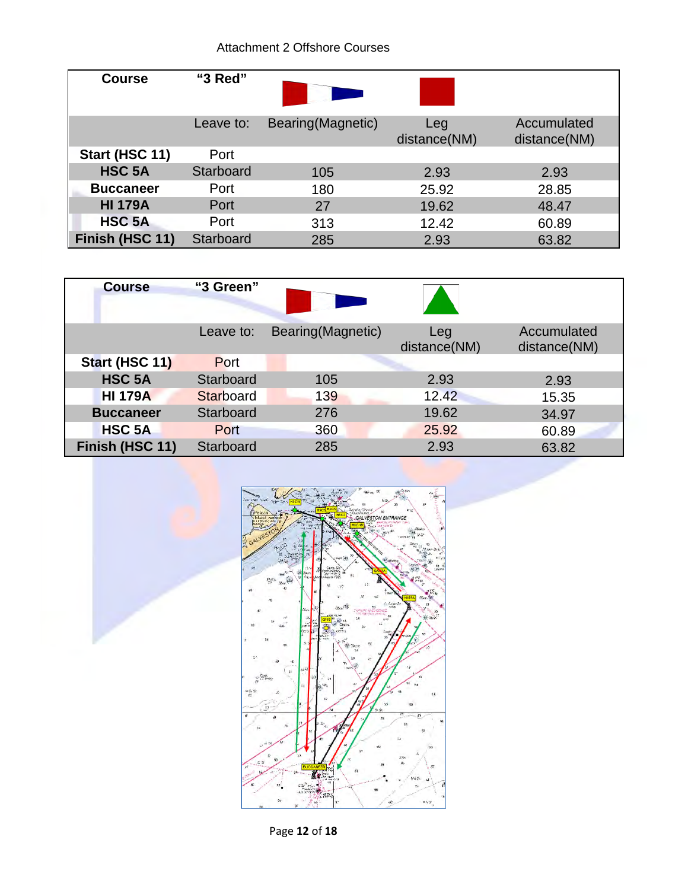Attachment 2 Offshore Courses

| Course | "3 Red" | | | |
|---|---|---|---|---|
| | Leave to: | Bearing(Magnetic) | Leg distance(NM) | Accumulated distance(NM) |
| **Start (HSC 11)** | Port | | | |
| **HSC 5A** | Starboard | 105 | 2.93 | 2.93 |
| **Buccaneer** | Port | 180 | 25.92 | 28.85 |
| **HI 179A** | Port | 27 | 19.62 | 48.47 |
| **HSC 5A** | Port | 313 | 12.42 | 60.89 |
| **Finish (HSC 11)** | Starboard | 285 | 2.93 | 63.82 |

| Course | "3 Green" | | | |
|---|---|---|---|---|
| | Leave to: | Bearing(Magnetic) | Leg distance(NM) | Accumulated distance(NM) |
| **Start (HSC 11)** | Port | | | |
| **HSC 5A** | Starboard | 105 | 2.93 | 2.93 |
| **HI 179A** | Starboard | 139 | 12.42 | 15.35 |
| **Buccaneer** | Starboard | 276 | 19.62 | 34.97 |
| **HSC 5A** | Port | 360 | 25.92 | 60.89 |
| **Finish (HSC 11)** | Starboard | 285 | 2.93 | 63.82 |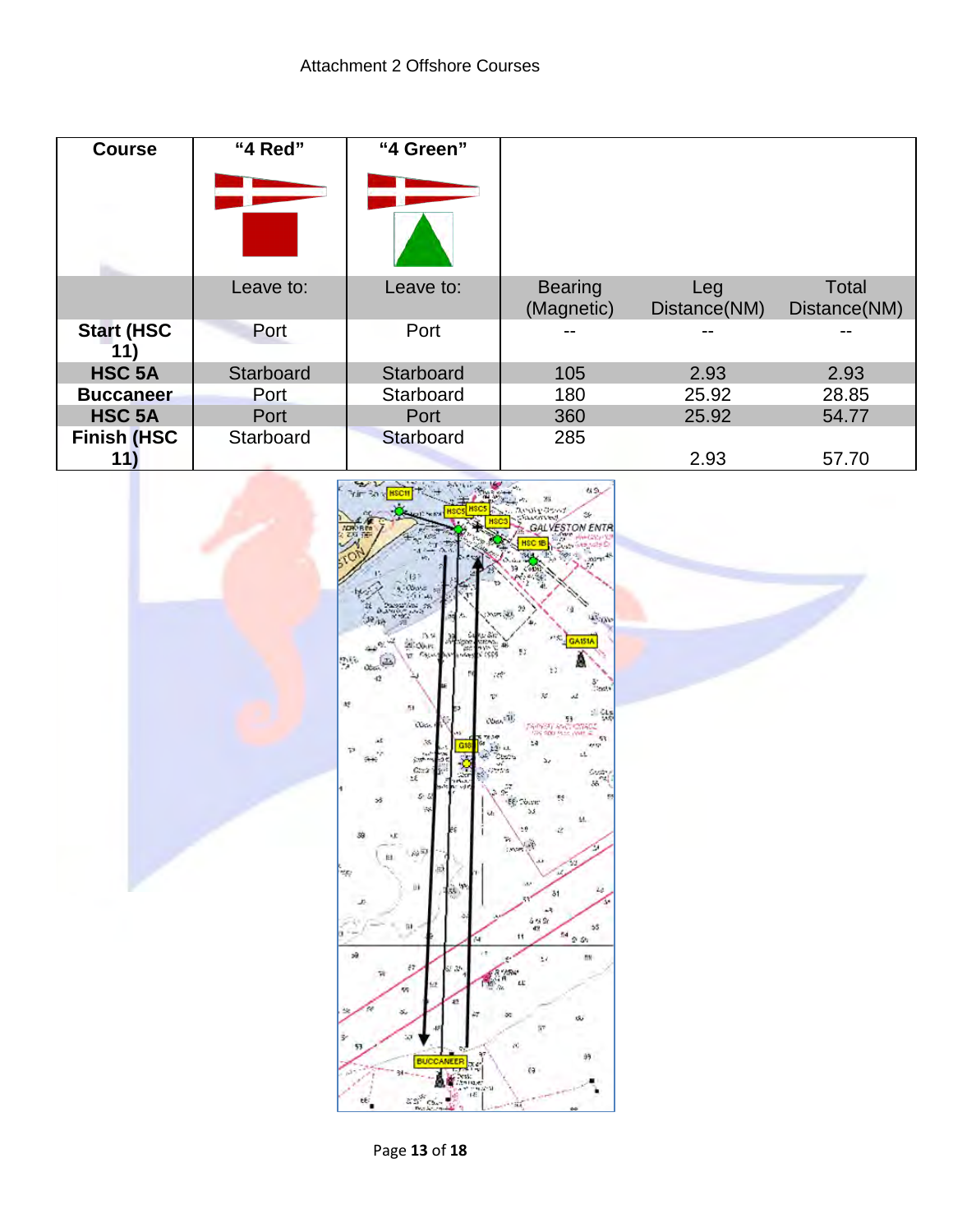Attachment 2 Offshore Courses

| Course | "4 Red" | "4 Green" | | | |
|---|---|---|---|---|---|
| | Leave to: | Leave to: | Bearing (Magnetic) | Leg Distance(NM) | Total Distance(NM) |
| **Start (HSC 11)** | Port | Port | -- | -- | -- |
| **HSC 5A** | Starboard | Starboard | 105 | 2.93 | 2.93 |
| **Buccaneer** | Port | Starboard | 180 | 25.92 | 28.85 |
| **HSC 5A** | Port | Port | 360 | 25.92 | 54.77 |
| **Finish (HSC 11)** | Starboard | Starboard | 285 | 2.93 | 57.70 |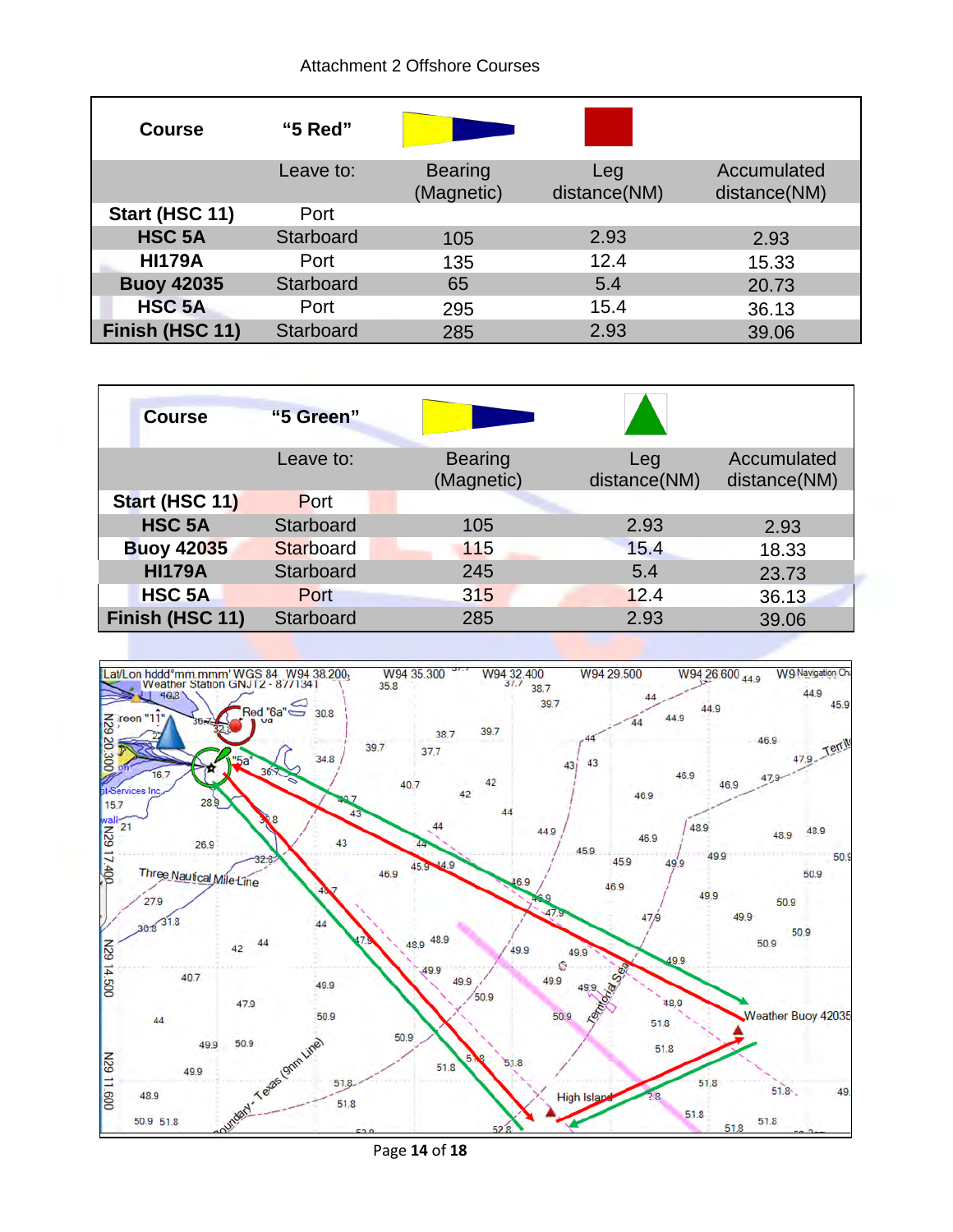Attachment 2 Offshore Courses

| Course | "5 Red" | | | |
|---|---|---|---|---|
| | Leave to: | Bearing (Magnetic) | Leg distance(NM) | Accumulated distance(NM) |
| **Start (HSC 11)** | Port | | | |
| **HSC 5A** | Starboard | 105 | 2.93 | 2.93 |
| **HI179A** | Port | 135 | 12.4 | 15.33 |
| **Buoy 42035** | Starboard | 65 | 5.4 | 20.73 |
| **HSC 5A** | Port | 295 | 15.4 | 36.13 |
| **Finish (HSC 11)** | Starboard | 285 | 2.93 | 39.06 |

| Course | "5 Green" | | | |
|---|---|---|---|---|
| | Leave to: | Bearing (Magnetic) | Leg distance(NM) | Accumulated distance(NM) |
| **Start (HSC 11)** | Port | | | |
| **HSC 5A** | Starboard | 105 | 2.93 | 2.93 |
| **Buoy 42035** | Starboard | 115 | 15.4 | 18.33 |
| **HI179A** | Starboard | 245 | 5.4 | 23.73 |
| **HSC 5A** | Port | 315 | 12.4 | 36.13 |
| **Finish (HSC 11)** | Starboard | 285 | 2.93 | 39.06 |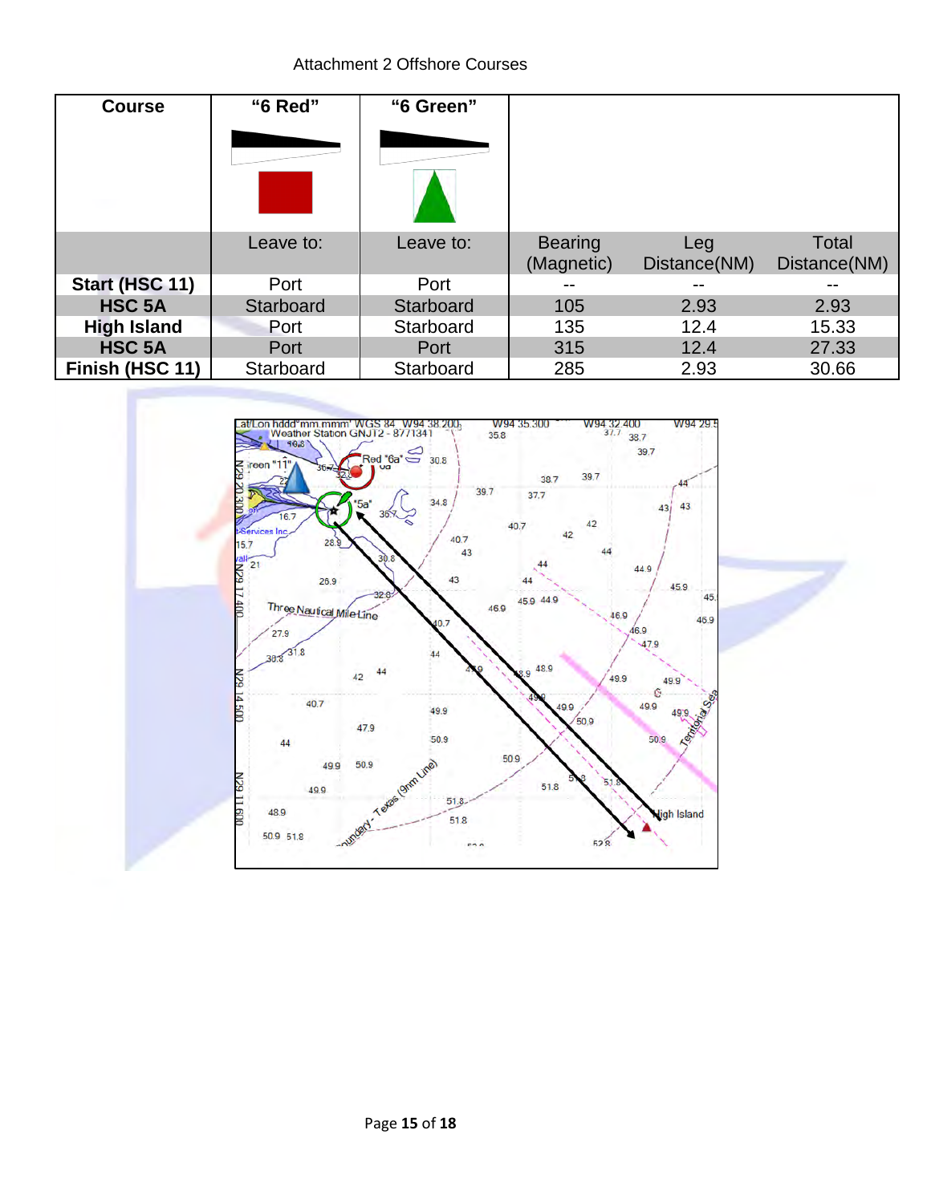Attachment 2 Offshore Courses

| Course | "6 Red" | "6 Green" | | | |
|---|---|---|---|---|---|
| | Leave to: | Leave to: | Bearing (Magnetic) | Leg Distance(NM) | Total Distance(NM) |
| **Start (HSC 11)** | Port | Port | -- | -- | -- |
| **HSC 5A** | Starboard | Starboard | 105 | 2.93 | 2.93 |
| **High Island** | Port | Starboard | 135 | 12.4 | 15.33 |
| **HSC 5A** | Port | Port | 315 | 12.4 | 27.33 |
| **Finish (HSC 11)** | Starboard | Starboard | 285 | 2.93 | 30.66 |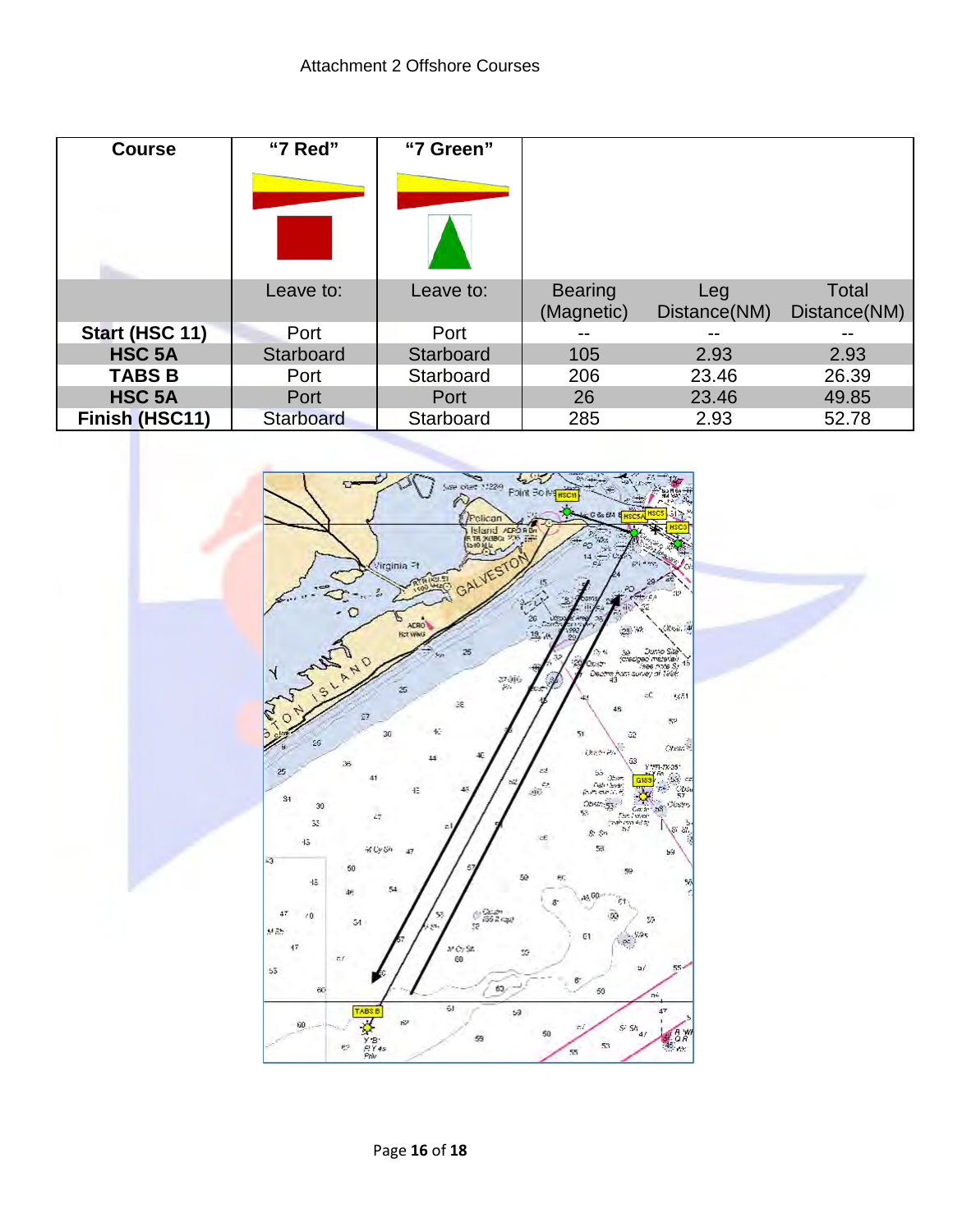Attachment 2 Offshore Courses

| Course | "7 Red" | "7 Green" | | | |
|---|---|---|---|---|---|
| | Leave to: | Leave to: | Bearing (Magnetic) | Leg Distance(NM) | Total Distance(NM) |
| **Start (HSC 11)** | Port | Port | -- | -- | -- |
| **HSC 5A** | Starboard | Starboard | 105 | 2.93 | 2.93 |
| **TABS B** | Port | Starboard | 206 | 23.46 | 26.39 |
| **HSC 5A** | Port | Port | 26 | 23.46 | 49.85 |
| **Finish (HSC11)** | Starboard | Starboard | 285 | 2.93 | 52.78 |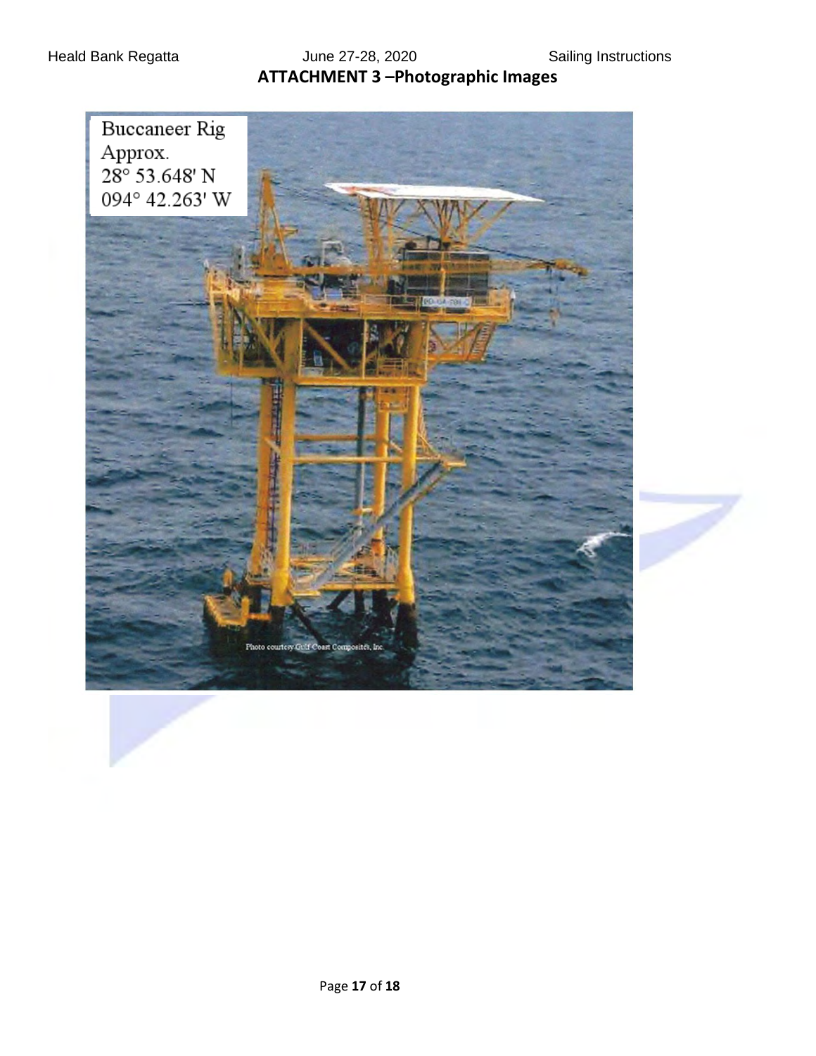## ATTACHMENT 3 –Photographic Images

Buccaneer Rig
Approx.
28° 53.648' N
094° 42.263' W

Photo courtesy Gulf Coast Composites, Inc.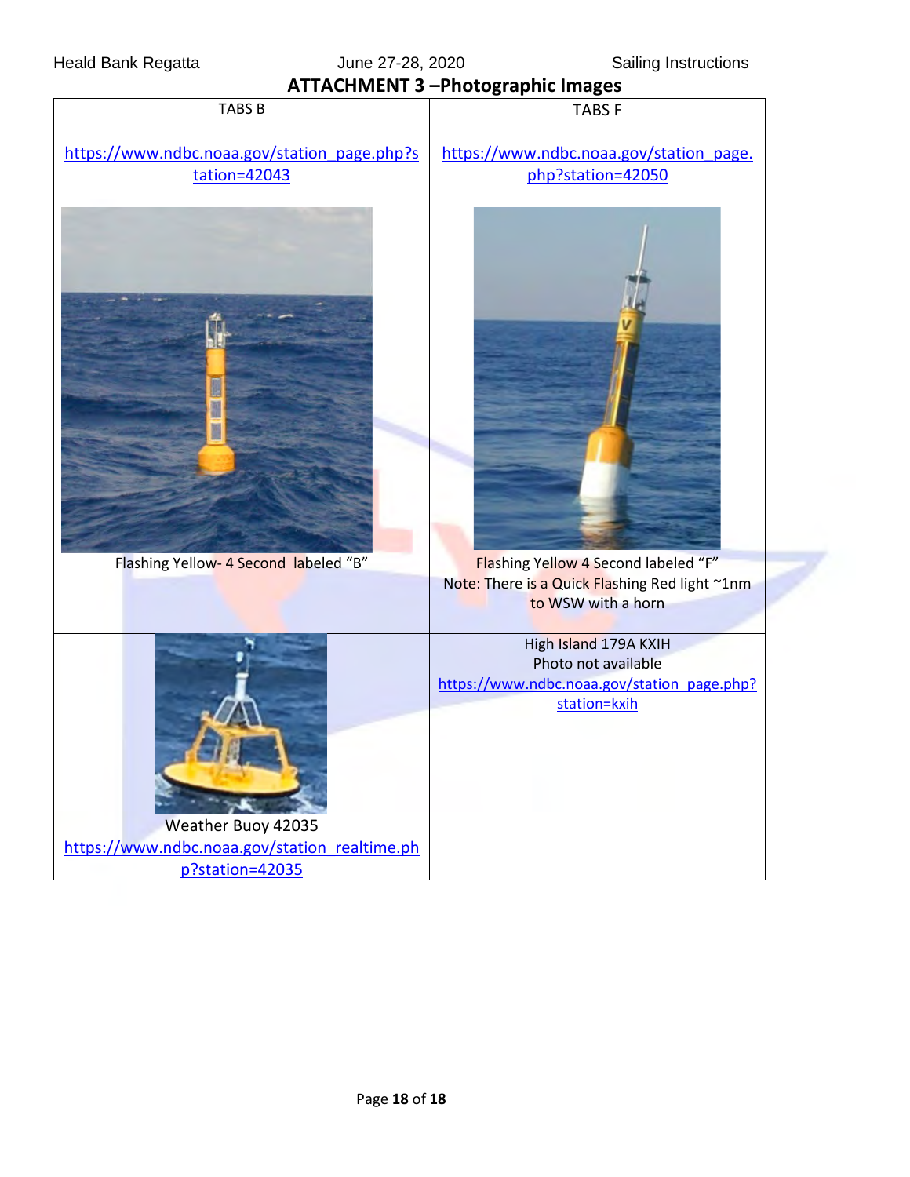# ATTACHMENT 3 –Photographic Images

| TABS B | TABS F |
|---|---|
| https://www.ndbc.noaa.gov/station_page.php?station=42043 | https://www.ndbc.noaa.gov/station_page.php?station=42050 |
| Flashing Yellow- 4 Second labeled "B" | Flashing Yellow 4 Second labeled "F"<br>Note: There is a Quick Flashing Red light ~1nm to WSW with a horn |
| Weather Buoy 42035<br>https://www.ndbc.noaa.gov/station_realtime.php?station=42035 | High Island 179A KXIH<br>Photo not available<br>https://www.ndbc.noaa.gov/station_page.php?station=kxih |